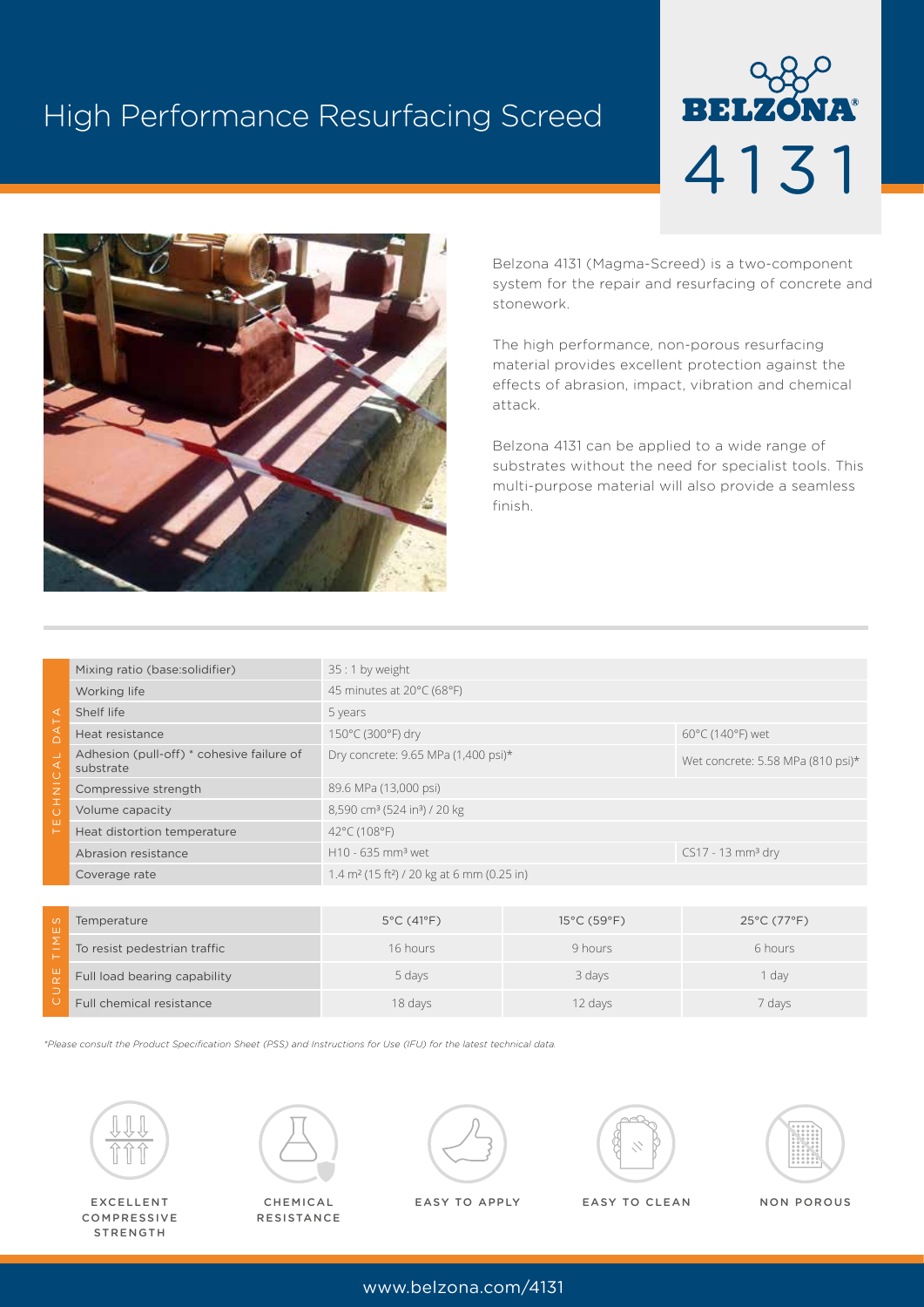# High Performance Resurfacing Screed

**BELZONA® 4131**

Belzona 4131 (Magma-Screed) is a two-component system for the repair and resurfacing of concrete and stonework.

The high performance, non-porous resurfacing material provides excellent protection against the effects of abrasion, impact, vibration and chemical attack.

Belzona 4131 can be applied to a wide range of substrates without the need for specialist tools. This multi-purpose material will also provide a seamless finish.

## TECHNICAL DATA

| Property | Value | |
|---|---|---|
| Mixing ratio (base:solidifier) | 35 : 1 by weight | |
| Working life | 45 minutes at 20°C (68°F) | |
| Shelf life | 5 years | |
| Heat resistance | 150°C (300°F) dry | 60°C (140°F) wet |
| Adhesion (pull-off) * cohesive failure of substrate | Dry concrete: 9.65 MPa (1,400 psi)* | Wet concrete: 5.58 MPa (810 psi)* |
| Compressive strength | 89.6 MPa (13,000 psi) | |
| Volume capacity | 8,590 cm³ (524 in³) / 20 kg | |
| Heat distortion temperature | 42°C (108°F) | |
| Abrasion resistance | H10 - 635 mm³ wet | CS17 - 13 mm³ dry |
| Coverage rate | 1.4 m² (15 ft²) / 20 kg at 6 mm (0.25 in) | |

## CURE TIMES

| Temperature | 5°C (41°F) | 15°C (59°F) | 25°C (77°F) |
|---|---|---|---|
| To resist pedestrian traffic | 16 hours | 9 hours | 6 hours |
| Full load bearing capability | 5 days | 3 days | 1 day |
| Full chemical resistance | 18 days | 12 days | 7 days |

*\*Please consult the Product Specification Sheet (PSS) and Instructions for Use (IFU) for the latest technical data.*

EXCELLENT COMPRESSIVE STRENGTH

CHEMICAL RESISTANCE

EASY TO APPLY

EASY TO CLEAN

NON POROUS

www.belzona.com/4131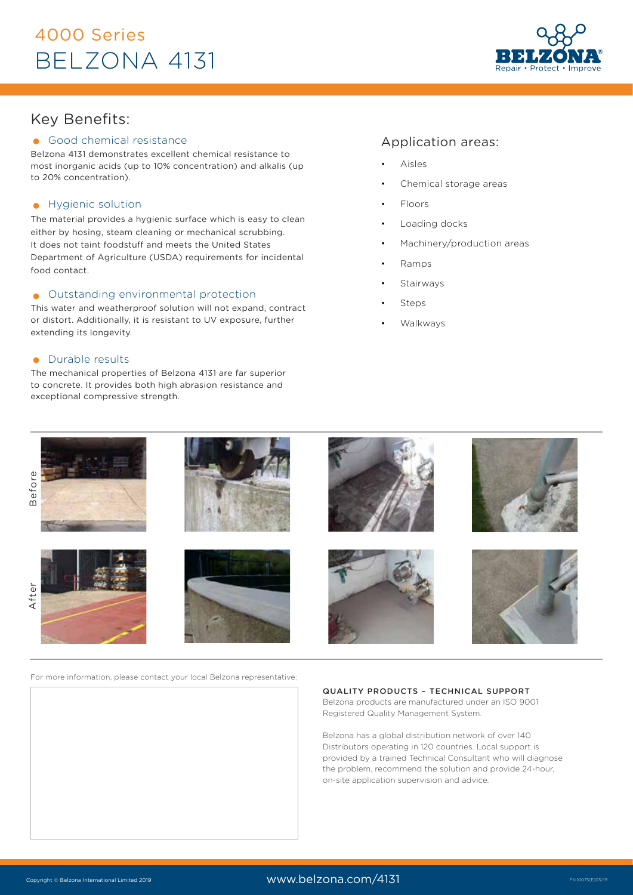# 4000 Series
# BELZONA 4131

## Key Benefits:

### Good chemical resistance

Belzona 4131 demonstrates excellent chemical resistance to most inorganic acids (up to 10% concentration) and alkalis (up to 20% concentration).

### Hygienic solution

The material provides a hygienic surface which is easy to clean either by hosing, steam cleaning or mechanical scrubbing. It does not taint foodstuff and meets the United States Department of Agriculture (USDA) requirements for incidental food contact.

### Outstanding environmental protection

This water and weatherproof solution will not expand, contract or distort. Additionally, it is resistant to UV exposure, further extending its longevity.

### Durable results

The mechanical properties of Belzona 4131 are far superior to concrete. It provides both high abrasion resistance and exceptional compressive strength.

## Application areas:

- Aisles
- Chemical storage areas
- Floors
- Loading docks
- Machinery/production areas
- Ramps
- Stairways
- Steps
- Walkways

Before

After

For more information, please contact your local Belzona representative:

**QUALITY PRODUCTS – TECHNICAL SUPPORT**

Belzona products are manufactured under an ISO 9001 Registered Quality Management System.

Belzona has a global distribution network of over 140 Distributors operating in 120 countries. Local support is provided by a trained Technical Consultant who will diagnose the problem, recommend the solution and provide 24-hour, on-site application supervision and advice.

Copyright © Belzona International Limited 2019

www.belzona.com/4131

FN10075(E)05/19